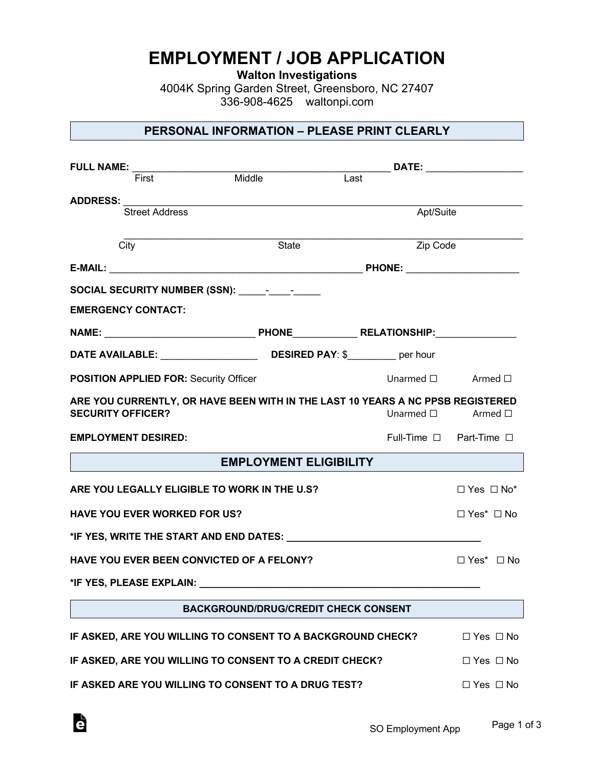# EMPLOYMENT / JOB APPLICATION

**Walton Investigations**
4004K Spring Garden Street, Greensboro, NC 27407
336-908-4625 waltonpi.com

## PERSONAL INFORMATION – PLEASE PRINT CLEARLY

**FULL NAME:** ________________________________________________ **DATE:** __________________
First Middle Last

**ADDRESS:** ___________________________________________________________________________
Street Address Apt/Suite

___________________________________________________________________________
City State Zip Code

**E-MAIL:** _______________________________________________ **PHONE:** ____________________

**SOCIAL SECURITY NUMBER (SSN):** _____-____-_____

**EMERGENCY CONTACT:**

**NAME:** ___________________________ **PHONE**___________ **RELATIONSHIP:**_______________

**DATE AVAILABLE:** __________________ **DESIRED PAY**: $_________ per hour

**POSITION APPLIED FOR:** Security Officer Unarmed ☐ Armed ☐

**ARE YOU CURRENTLY, OR HAVE BEEN WITH IN THE LAST 10 YEARS A NC PPSB REGISTERED SECURITY OFFICER?** Unarmed ☐ Armed ☐

**EMPLOYMENT DESIRED:** Full-Time ☐ Part-Time ☐

## EMPLOYMENT ELIGIBILITY

**ARE YOU LEGALLY ELIGIBLE TO WORK IN THE U.S?** ☐ Yes ☐ No*

**HAVE YOU EVER WORKED FOR US?** ☐ Yes* ☐ No

**\*IF YES, WRITE THE START AND END DATES:** ___________________________________

**HAVE YOU EVER BEEN CONVICTED OF A FELONY?** ☐ Yes* ☐ No

**\*IF YES, PLEASE EXPLAIN:** ____________________________________________________

## BACKGROUND/DRUG/CREDIT CHECK CONSENT

**IF ASKED, ARE YOU WILLING TO CONSENT TO A BACKGROUND CHECK?** ☐ Yes ☐ No

**IF ASKED, ARE YOU WILLING TO CONSENT TO A CREDIT CHECK?** ☐ Yes ☐ No

**IF ASKED ARE YOU WILLING TO CONSENT TO A DRUG TEST?** ☐ Yes ☐ No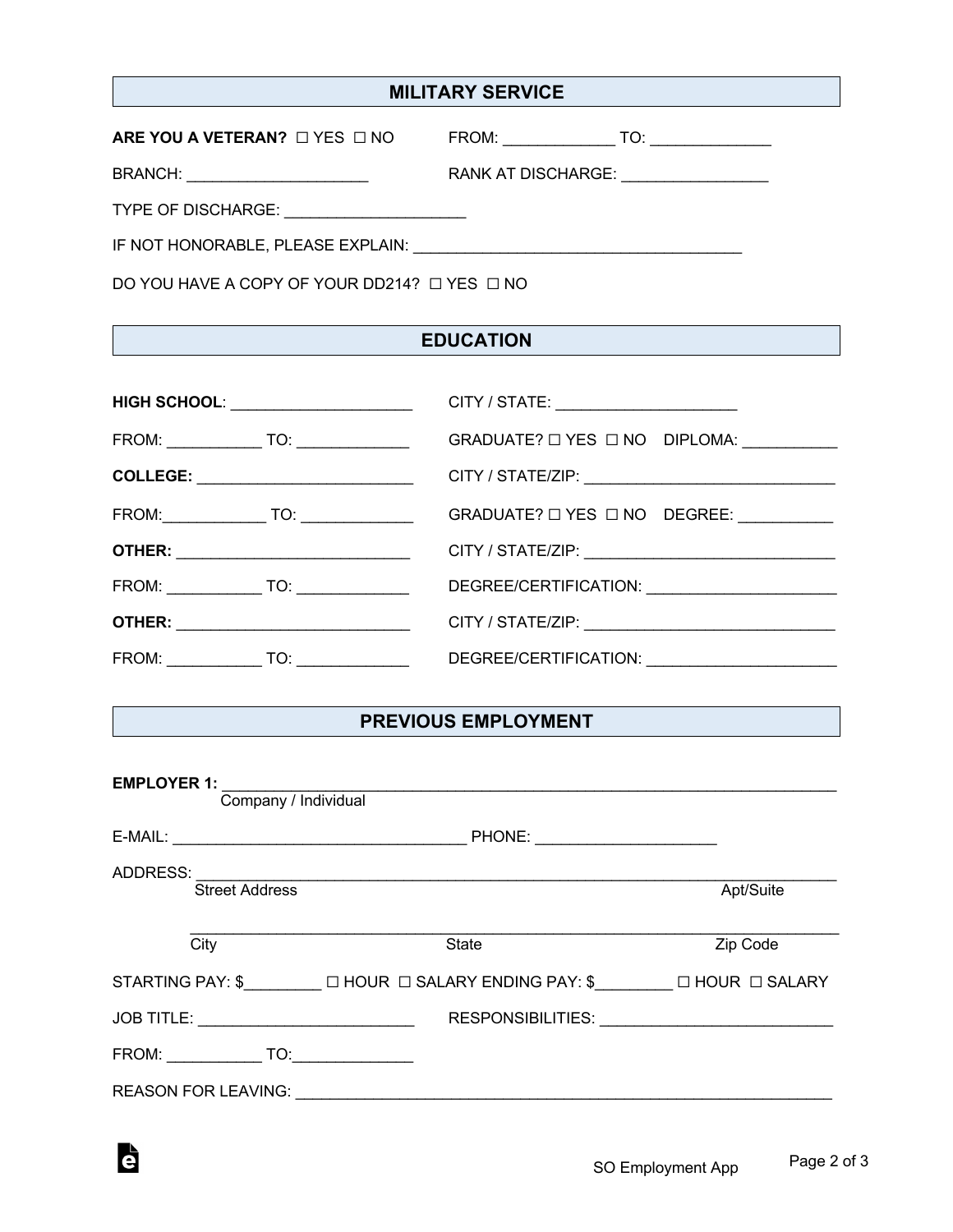## MILITARY SERVICE

**ARE YOU A VETERAN?** ☐ YES ☐ NO FROM: _____________ TO: ______________

BRANCH: _____________________ RANK AT DISCHARGE: _________________

TYPE OF DISCHARGE: _____________________

IF NOT HONORABLE, PLEASE EXPLAIN: ______________________________________

DO YOU HAVE A COPY OF YOUR DD214? ☐ YES ☐ NO

## EDUCATION

**HIGH SCHOOL**: _____________________ CITY / STATE: _____________________

FROM: ___________ TO: _____________ GRADUATE? ☐ YES ☐ NO DIPLOMA: ___________

**COLLEGE:** _________________________ CITY / STATE/ZIP: ______________________________

FROM:____________ TO: _____________ GRADUATE? ☐ YES ☐ NO DEGREE: ___________

**OTHER:** ___________________________ CITY / STATE/ZIP: ______________________________

FROM: ___________ TO: _____________ DEGREE/CERTIFICATION: ______________________

**OTHER:** ___________________________ CITY / STATE/ZIP: ______________________________

FROM: ___________ TO: _____________ DEGREE/CERTIFICATION: ______________________

## PREVIOUS EMPLOYMENT

**EMPLOYER 1:** ___________________________________________________________________________
Company / Individual

E-MAIL: ___________________________________ PHONE: _____________________

ADDRESS: _______________________________________________________________________________
Street Address Apt/Suite

_______________________________________________________________________________
City State Zip Code

STARTING PAY: $_________ ☐ HOUR ☐ SALARY ENDING PAY: $_________ ☐ HOUR ☐ SALARY

JOB TITLE: _________________________ RESPONSIBILITIES: ___________________________

FROM: ___________ TO:______________

REASON FOR LEAVING: _________________________________________________________________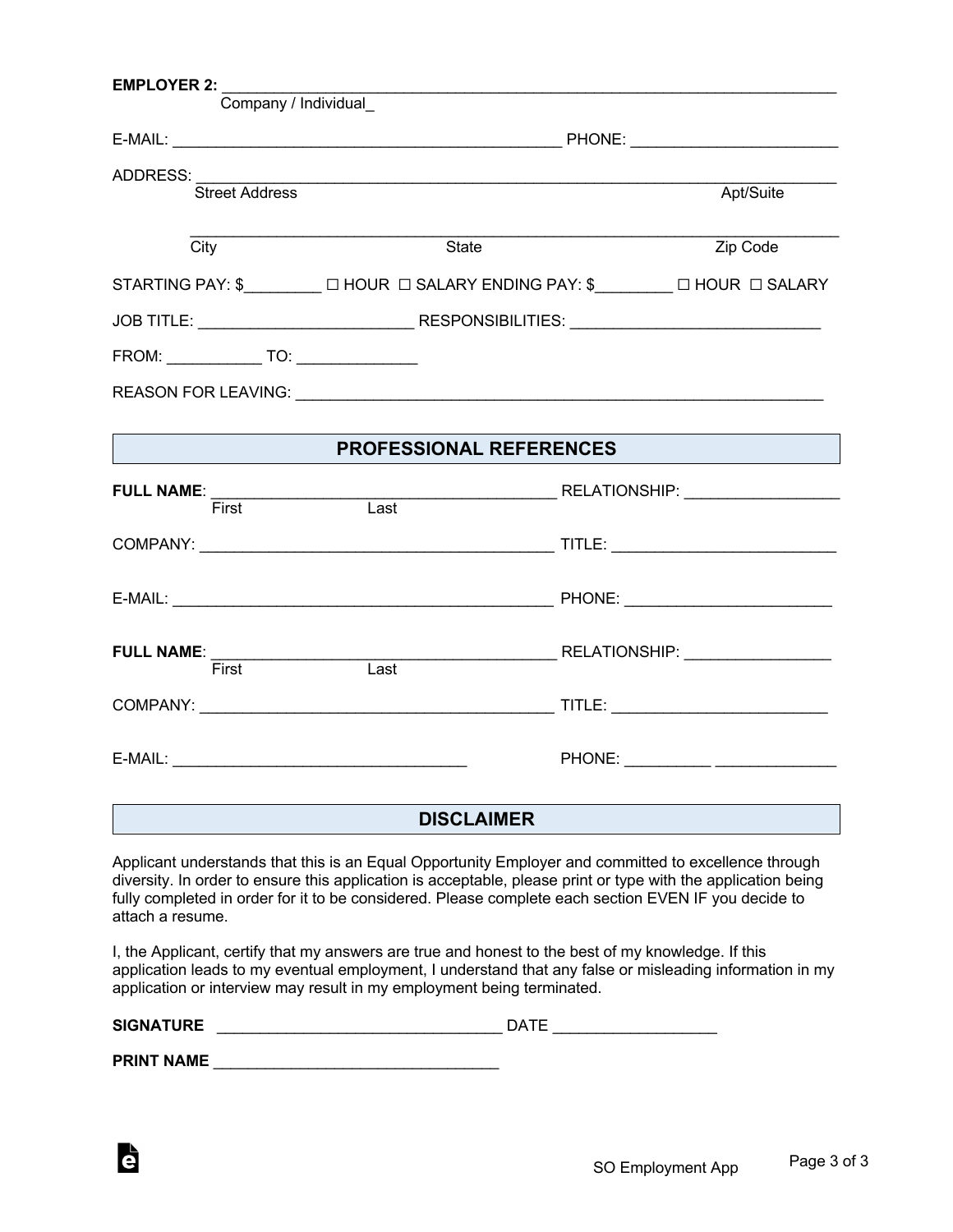**EMPLOYER 2:** ___________________________________________________________________________
Company / Individual_

E-MAIL: _______________________________________________ PHONE: ________________________

ADDRESS: _____________________________________________________________________________
Street Address Apt/Suite

_____________________________________________________________________________
City State Zip Code

STARTING PAY: $_________ ☐ HOUR ☐ SALARY ENDING PAY: $_________ ☐ HOUR ☐ SALARY

JOB TITLE: __________________________ RESPONSIBILITIES: ______________________________

FROM: ___________ TO: ______________

REASON FOR LEAVING: _______________________________________________________________

## PROFESSIONAL REFERENCES

**FULL NAME**: ___________________________________________ RELATIONSHIP: ___________________
First Last

COMPANY: ____________________________________________ TITLE: ___________________________

E-MAIL: _______________________________________________ PHONE: ________________________

**FULL NAME**: ___________________________________________ RELATIONSHIP: _________________
First Last

COMPANY: ____________________________________________ TITLE: __________________________

E-MAIL: ___________________________________ PHONE: __________ ______________

## DISCLAIMER

Applicant understands that this is an Equal Opportunity Employer and committed to excellence through diversity. In order to ensure this application is acceptable, please print or type with the application being fully completed in order for it to be considered. Please complete each section EVEN IF you decide to attach a resume.

I, the Applicant, certify that my answers are true and honest to the best of my knowledge. If this application leads to my eventual employment, I understand that any false or misleading information in my application or interview may result in my employment being terminated.

**SIGNATURE** __________________________________ DATE ___________________

**PRINT NAME** __________________________________

SO Employment App